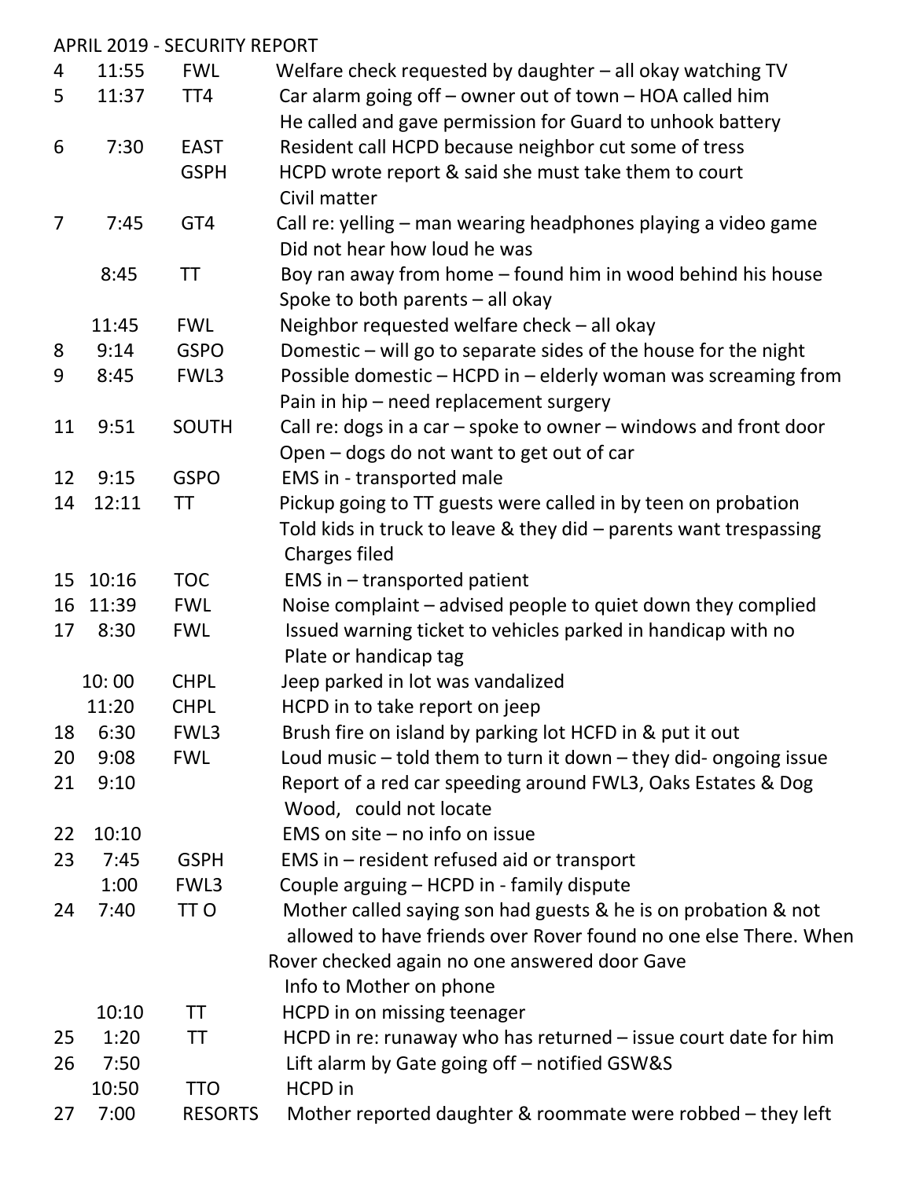APRIL 2019 - SECURITY REPORT

| Day | Time | Location | Description |
|---|---|---|---|
| 4 | 11:55 | FWL | Welfare check requested by daughter – all okay watching TV |
| 5 | 11:37 | TT4 | Car alarm going off – owner out of town – HOA called him He called and gave permission for Guard to unhook battery |
| 6 | 7:30 | EAST GSPH | Resident call HCPD because neighbor cut some of tress HCPD wrote report & said she must take them to court Civil matter |
| 7 | 7:45 | GT4 | Call re: yelling – man wearing headphones playing a video game Did not hear how loud he was |
|  | 8:45 | TT | Boy ran away from home – found him in wood behind his house Spoke to both parents – all okay |
|  | 11:45 | FWL | Neighbor requested welfare check – all okay |
| 8 | 9:14 | GSPO | Domestic – will go to separate sides of the house for the night |
| 9 | 8:45 | FWL3 | Possible domestic – HCPD in – elderly woman was screaming from Pain in hip – need replacement surgery |
| 11 | 9:51 | SOUTH | Call re: dogs in a car – spoke to owner – windows and front door Open – dogs do not want to get out of car |
| 12 | 9:15 | GSPO | EMS in - transported male |
| 14 | 12:11 | TT | Pickup going to TT guests were called in by teen on probation Told kids in truck to leave & they did – parents want trespassing Charges filed |
| 15 | 10:16 | TOC | EMS in – transported patient |
| 16 | 11:39 | FWL | Noise complaint – advised people to quiet down they complied |
| 17 | 8:30 | FWL | Issued warning ticket to vehicles parked in handicap with no Plate or handicap tag |
|  | 10: 00 | CHPL | Jeep parked in lot was vandalized |
|  | 11:20 | CHPL | HCPD in to take report on jeep |
| 18 | 6:30 | FWL3 | Brush fire on island by parking lot HCFD in & put it out |
| 20 | 9:08 | FWL | Loud music – told them to turn it down – they did- ongoing issue |
| 21 | 9:10 |  | Report of a red car speeding around FWL3, Oaks Estates & Dog Wood, could not locate |
| 22 | 10:10 |  | EMS on site – no info on issue |
| 23 | 7:45 | GSPH | EMS in – resident refused aid or transport |
|  | 1:00 | FWL3 | Couple arguing – HCPD in - family dispute |
| 24 | 7:40 | TT O | Mother called saying son had guests & he is on probation & not allowed to have friends over Rover found no one else There. When Rover checked again no one answered door Gave Info to Mother on phone |
|  | 10:10 | TT | HCPD in on missing teenager |
| 25 | 1:20 | TT | HCPD in re: runaway who has returned – issue court date for him |
| 26 | 7:50 |  | Lift alarm by Gate going off – notified GSW&S |
|  | 10:50 | TTO | HCPD in |
| 27 | 7:00 | RESORTS | Mother reported daughter & roommate were robbed – they left |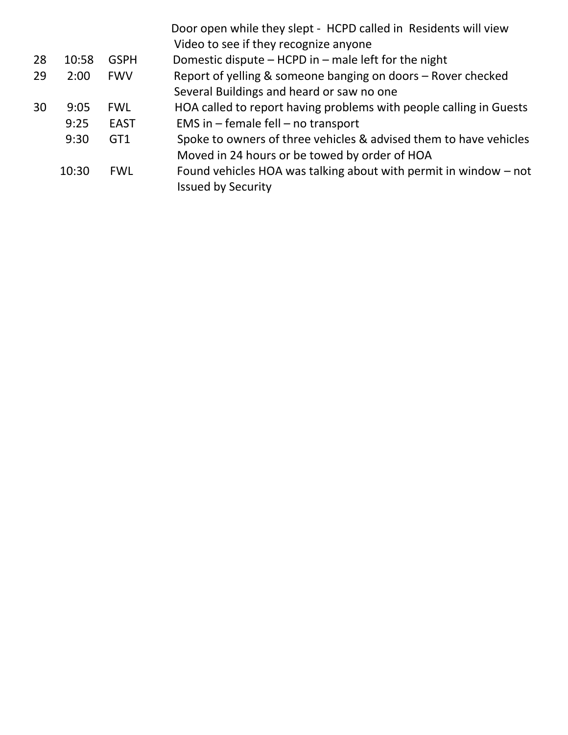| | | | |
|---|---|---|---|
| | | | Door open while they slept - HCPD called in Residents will view Video to see if they recognize anyone |
| 28 | 10:58 | GSPH | Domestic dispute – HCPD in – male left for the night |
| 29 | 2:00 | FWV | Report of yelling & someone banging on doors – Rover checked Several Buildings and heard or saw no one |
| 30 | 9:05 | FWL | HOA called to report having problems with people calling in Guests |
| | 9:25 | EAST | EMS in – female fell – no transport |
| | 9:30 | GT1 | Spoke to owners of three vehicles & advised them to have vehicles Moved in 24 hours or be towed by order of HOA |
| | 10:30 | FWL | Found vehicles HOA was talking about with permit in window – not Issued by Security |